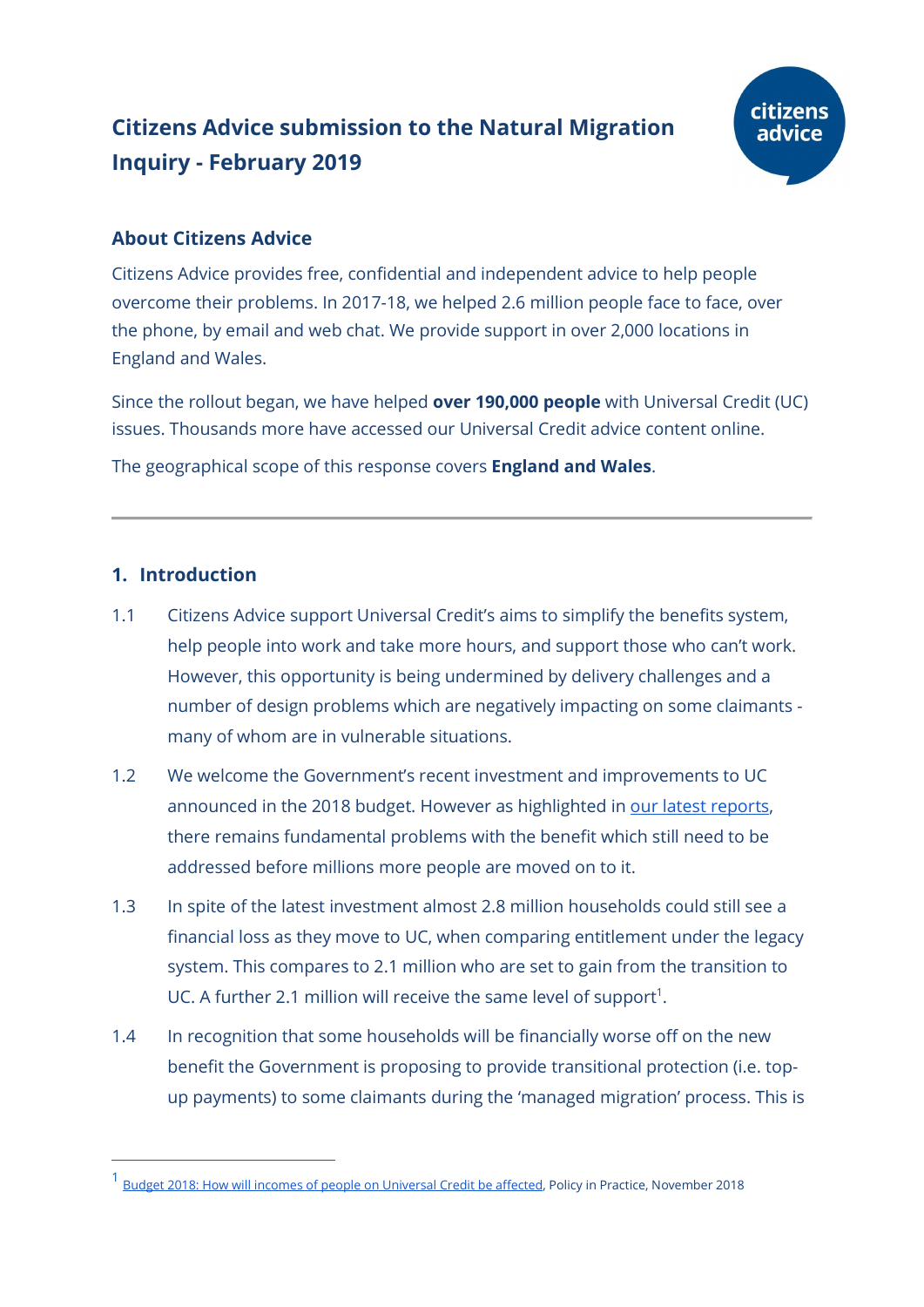# Citizens Advice submission to the Natural Migration Inquiry - February 2019

## About Citizens Advice

Citizens Advice provides free, confidential and independent advice to help people overcome their problems. In 2017-18, we helped 2.6 million people face to face, over the phone, by email and web chat. We provide support in over 2,000 locations in England and Wales.

Since the rollout began, we have helped **over 190,000 people** with Universal Credit (UC) issues. Thousands more have accessed our Universal Credit advice content online.

The geographical scope of this response covers **England and Wales**.

---

## 1. Introduction

1.1 Citizens Advice support Universal Credit's aims to simplify the benefits system, help people into work and take more hours, and support those who can't work. However, this opportunity is being undermined by delivery challenges and a number of design problems which are negatively impacting on some claimants - many of whom are in vulnerable situations.

1.2 We welcome the Government's recent investment and improvements to UC announced in the 2018 budget. However as highlighted in our latest reports, there remains fundamental problems with the benefit which still need to be addressed before millions more people are moved on to it.

1.3 In spite of the latest investment almost 2.8 million households could still see a financial loss as they move to UC, when comparing entitlement under the legacy system. This compares to 2.1 million who are set to gain from the transition to UC. A further 2.1 million will receive the same level of support[1].

1.4 In recognition that some households will be financially worse off on the new benefit the Government is proposing to provide transitional protection (i.e. top-up payments) to some claimants during the 'managed migration' process. This is

---

[1] Budget 2018: How will incomes of people on Universal Credit be affected, Policy in Practice, November 2018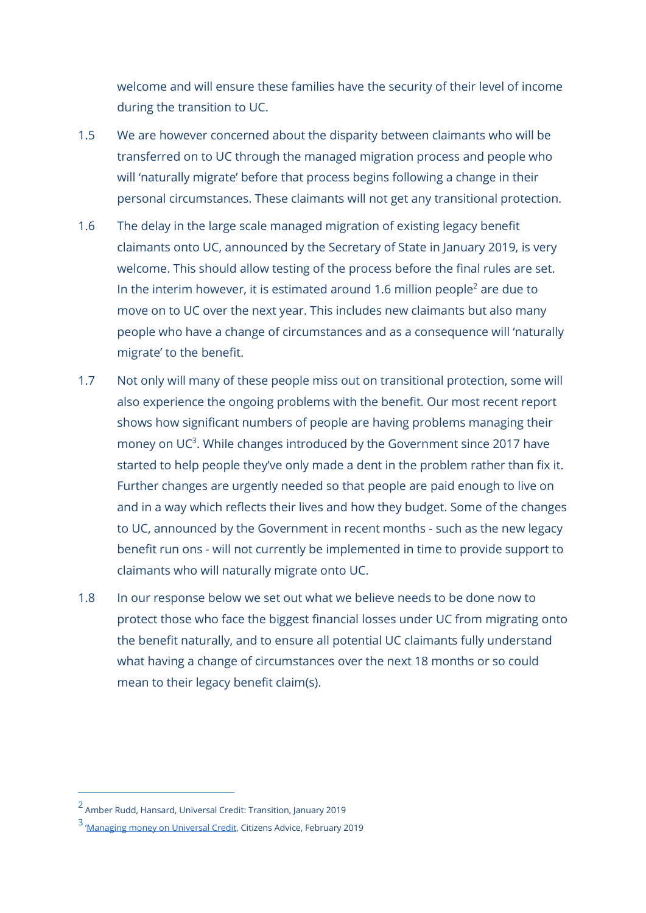welcome and will ensure these families have the security of their level of income during the transition to UC.

1.5 We are however concerned about the disparity between claimants who will be transferred on to UC through the managed migration process and people who will 'naturally migrate' before that process begins following a change in their personal circumstances. These claimants will not get any transitional protection.

1.6 The delay in the large scale managed migration of existing legacy benefit claimants onto UC, announced by the Secretary of State in January 2019, is very welcome. This should allow testing of the process before the final rules are set. In the interim however, it is estimated around 1.6 million people[2] are due to move on to UC over the next year. This includes new claimants but also many people who have a change of circumstances and as a consequence will 'naturally migrate' to the benefit.

1.7 Not only will many of these people miss out on transitional protection, some will also experience the ongoing problems with the benefit. Our most recent report shows how significant numbers of people are having problems managing their money on UC[3]. While changes introduced by the Government since 2017 have started to help people they've only made a dent in the problem rather than fix it. Further changes are urgently needed so that people are paid enough to live on and in a way which reflects their lives and how they budget. Some of the changes to UC, announced by the Government in recent months - such as the new legacy benefit run ons - will not currently be implemented in time to provide support to claimants who will naturally migrate onto UC.

1.8 In our response below we set out what we believe needs to be done now to protect those who face the biggest financial losses under UC from migrating onto the benefit naturally, and to ensure all potential UC claimants fully understand what having a change of circumstances over the next 18 months or so could mean to their legacy benefit claim(s).

---

[2] Amber Rudd, Hansard, Universal Credit: Transition, January 2019

[3] 'Managing money on Universal Credit, Citizens Advice, February 2019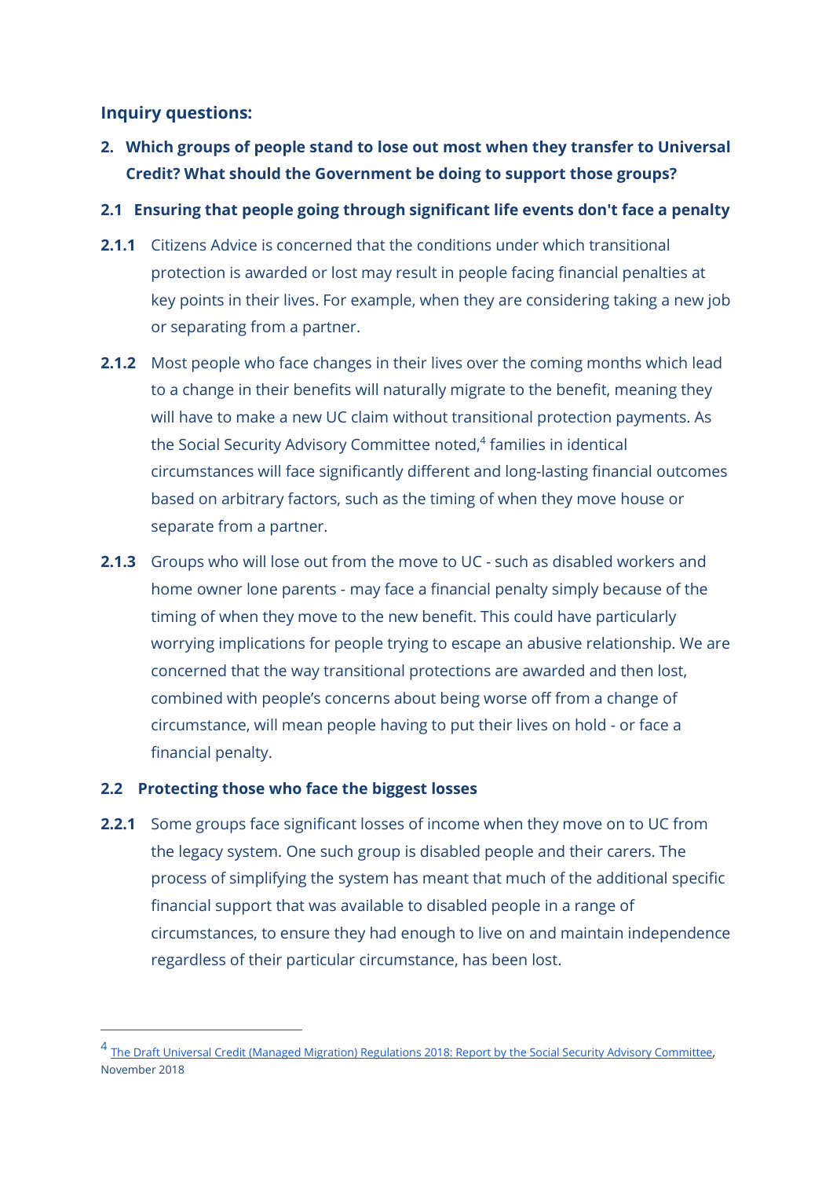### Inquiry questions:

**2. Which groups of people stand to lose out most when they transfer to Universal Credit? What should the Government be doing to support those groups?**

**2.1 Ensuring that people going through significant life events don't face a penalty**

**2.1.1** Citizens Advice is concerned that the conditions under which transitional protection is awarded or lost may result in people facing financial penalties at key points in their lives. For example, when they are considering taking a new job or separating from a partner.

**2.1.2** Most people who face changes in their lives over the coming months which lead to a change in their benefits will naturally migrate to the benefit, meaning they will have to make a new UC claim without transitional protection payments. As the Social Security Advisory Committee noted,[4] families in identical circumstances will face significantly different and long-lasting financial outcomes based on arbitrary factors, such as the timing of when they move house or separate from a partner.

**2.1.3** Groups who will lose out from the move to UC - such as disabled workers and home owner lone parents - may face a financial penalty simply because of the timing of when they move to the new benefit. This could have particularly worrying implications for people trying to escape an abusive relationship. We are concerned that the way transitional protections are awarded and then lost, combined with people's concerns about being worse off from a change of circumstance, will mean people having to put their lives on hold - or face a financial penalty.

**2.2 Protecting those who face the biggest losses**

**2.2.1** Some groups face significant losses of income when they move on to UC from the legacy system. One such group is disabled people and their carers. The process of simplifying the system has meant that much of the additional specific financial support that was available to disabled people in a range of circumstances, to ensure they had enough to live on and maintain independence regardless of their particular circumstance, has been lost.

---

[4] The Draft Universal Credit (Managed Migration) Regulations 2018: Report by the Social Security Advisory Committee, November 2018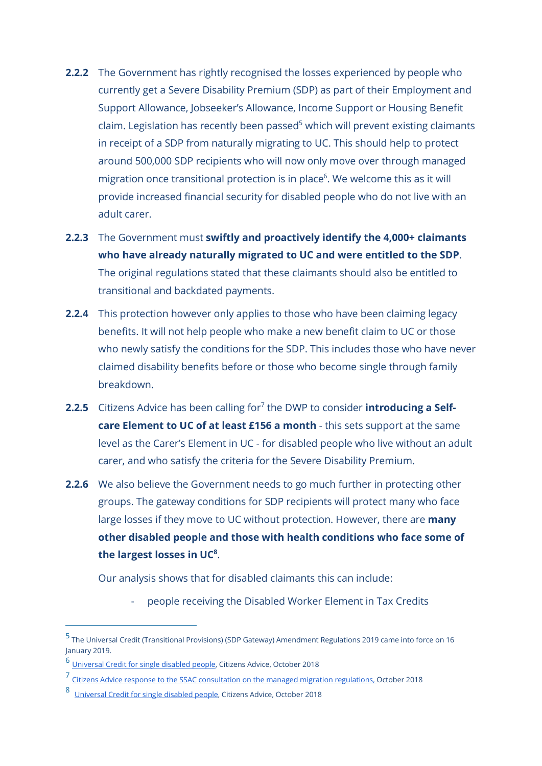**2.2.2** The Government has rightly recognised the losses experienced by people who currently get a Severe Disability Premium (SDP) as part of their Employment and Support Allowance, Jobseeker's Allowance, Income Support or Housing Benefit claim. Legislation has recently been passed[5] which will prevent existing claimants in receipt of a SDP from naturally migrating to UC. This should help to protect around 500,000 SDP recipients who will now only move over through managed migration once transitional protection is in place[6]. We welcome this as it will provide increased financial security for disabled people who do not live with an adult carer.

**2.2.3** The Government must **swiftly and proactively identify the 4,000+ claimants who have already naturally migrated to UC and were entitled to the SDP**. The original regulations stated that these claimants should also be entitled to transitional and backdated payments.

**2.2.4** This protection however only applies to those who have been claiming legacy benefits. It will not help people who make a new benefit claim to UC or those who newly satisfy the conditions for the SDP. This includes those who have never claimed disability benefits before or those who become single through family breakdown.

**2.2.5** Citizens Advice has been calling for[7] the DWP to consider **introducing a Self-care Element to UC of at least £156 a month** - this sets support at the same level as the Carer's Element in UC - for disabled people who live without an adult carer, and who satisfy the criteria for the Severe Disability Premium.

**2.2.6** We also believe the Government needs to go much further in protecting other groups. The gateway conditions for SDP recipients will protect many who face large losses if they move to UC without protection. However, there are **many other disabled people and those with health conditions who face some of the largest losses in UC[8]**.

Our analysis shows that for disabled claimants this can include:

- people receiving the Disabled Worker Element in Tax Credits

---

[5] The Universal Credit (Transitional Provisions) (SDP Gateway) Amendment Regulations 2019 came into force on 16 January 2019.

[6] Universal Credit for single disabled people, Citizens Advice, October 2018

[7] Citizens Advice response to the SSAC consultation on the managed migration regulations, October 2018

[8] Universal Credit for single disabled people, Citizens Advice, October 2018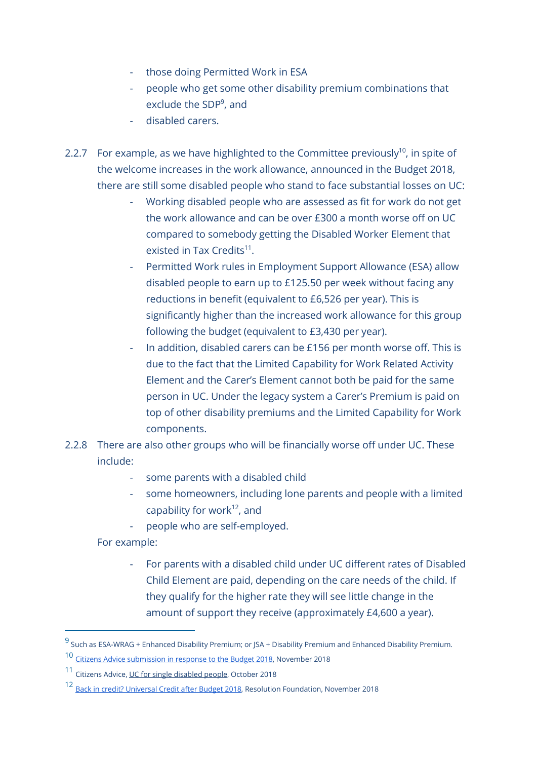- those doing Permitted Work in ESA
- people who get some other disability premium combinations that exclude the SDP[9], and
- disabled carers.

2.2.7 For example, as we have highlighted to the Committee previously[10], in spite of the welcome increases in the work allowance, announced in the Budget 2018, there are still some disabled people who stand to face substantial losses on UC:

- Working disabled people who are assessed as fit for work do not get the work allowance and can be over £300 a month worse off on UC compared to somebody getting the Disabled Worker Element that existed in Tax Credits[11].
- Permitted Work rules in Employment Support Allowance (ESA) allow disabled people to earn up to £125.50 per week without facing any reductions in benefit (equivalent to £6,526 per year). This is significantly higher than the increased work allowance for this group following the budget (equivalent to £3,430 per year).
- In addition, disabled carers can be £156 per month worse off. This is due to the fact that the Limited Capability for Work Related Activity Element and the Carer's Element cannot both be paid for the same person in UC. Under the legacy system a Carer's Premium is paid on top of other disability premiums and the Limited Capability for Work components.

2.2.8 There are also other groups who will be financially worse off under UC. These include:

- some parents with a disabled child
- some homeowners, including lone parents and people with a limited capability for work[12], and
- people who are self-employed.

For example:

- For parents with a disabled child under UC different rates of Disabled Child Element are paid, depending on the care needs of the child. If they qualify for the higher rate they will see little change in the amount of support they receive (approximately £4,600 a year).

---

[9] Such as ESA-WRAG + Enhanced Disability Premium; or JSA + Disability Premium and Enhanced Disability Premium.

[10] Citizens Advice submission in response to the Budget 2018, November 2018

[11] Citizens Advice, UC for single disabled people, October 2018

[12] Back in credit? Universal Credit after Budget 2018, Resolution Foundation, November 2018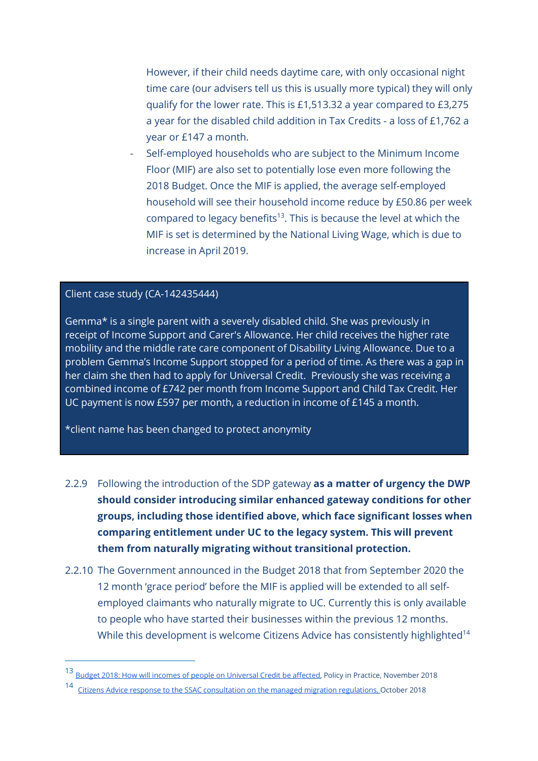However, if their child needs daytime care, with only occasional night time care (our advisers tell us this is usually more typical) they will only qualify for the lower rate. This is £1,513.32 a year compared to £3,275 a year for the disabled child addition in Tax Credits - a loss of £1,762 a year or £147 a month.

- Self-employed households who are subject to the Minimum Income Floor (MIF) are also set to potentially lose even more following the 2018 Budget. Once the MIF is applied, the average self-employed household will see their household income reduce by £50.86 per week compared to legacy benefits[13]. This is because the level at which the MIF is set is determined by the National Living Wage, which is due to increase in April 2019.

> Client case study (CA-142435444)
>
> Gemma* is a single parent with a severely disabled child. She was previously in receipt of Income Support and Carer's Allowance. Her child receives the higher rate mobility and the middle rate care component of Disability Living Allowance. Due to a problem Gemma's Income Support stopped for a period of time. As there was a gap in her claim she then had to apply for Universal Credit. Previously she was receiving a combined income of £742 per month from Income Support and Child Tax Credit. Her UC payment is now £597 per month, a reduction in income of £145 a month.
>
> *client name has been changed to protect anonymity

2.2.9 Following the introduction of the SDP gateway **as a matter of urgency the DWP should consider introducing similar enhanced gateway conditions for other groups, including those identified above, which face significant losses when comparing entitlement under UC to the legacy system. This will prevent them from naturally migrating without transitional protection.**

2.2.10 The Government announced in the Budget 2018 that from September 2020 the 12 month 'grace period' before the MIF is applied will be extended to all self-employed claimants who naturally migrate to UC. Currently this is only available to people who have started their businesses within the previous 12 months. While this development is welcome Citizens Advice has consistently highlighted[14]

---

[13] Budget 2018: How will incomes of people on Universal Credit be affected, Policy in Practice, November 2018

[14] Citizens Advice response to the SSAC consultation on the managed migration regulations, October 2018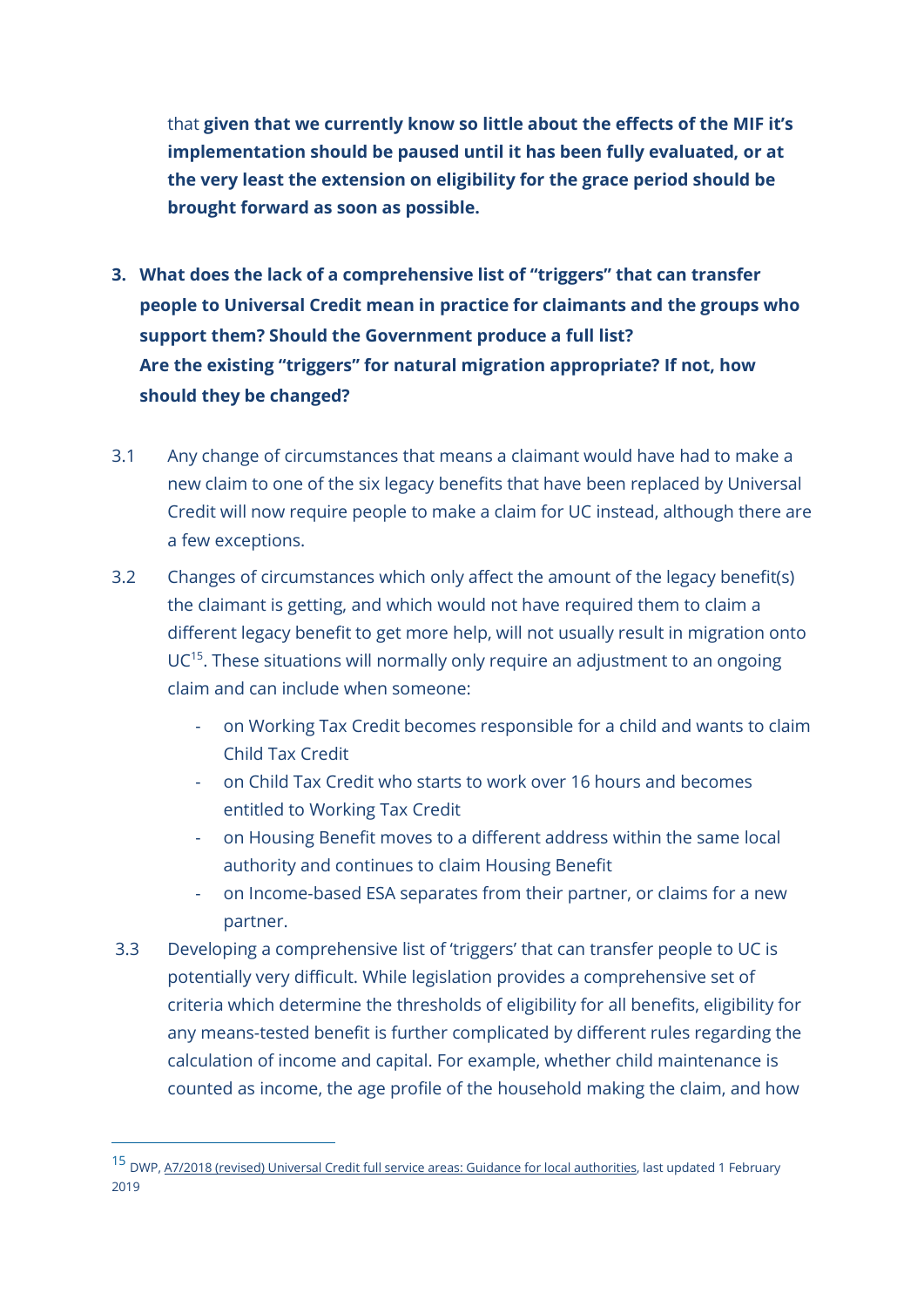that **given that we currently know so little about the effects of the MIF it's implementation should be paused until it has been fully evaluated, or at the very least the extension on eligibility for the grace period should be brought forward as soon as possible.**

3. **What does the lack of a comprehensive list of "triggers" that can transfer people to Universal Credit mean in practice for claimants and the groups who support them? Should the Government produce a full list? Are the existing "triggers" for natural migration appropriate? If not, how should they be changed?**

3.1 Any change of circumstances that means a claimant would have had to make a new claim to one of the six legacy benefits that have been replaced by Universal Credit will now require people to make a claim for UC instead, although there are a few exceptions.

3.2 Changes of circumstances which only affect the amount of the legacy benefit(s) the claimant is getting, and which would not have required them to claim a different legacy benefit to get more help, will not usually result in migration onto UC[15]. These situations will normally only require an adjustment to an ongoing claim and can include when someone:

- on Working Tax Credit becomes responsible for a child and wants to claim Child Tax Credit
- on Child Tax Credit who starts to work over 16 hours and becomes entitled to Working Tax Credit
- on Housing Benefit moves to a different address within the same local authority and continues to claim Housing Benefit
- on Income-based ESA separates from their partner, or claims for a new partner.

3.3 Developing a comprehensive list of 'triggers' that can transfer people to UC is potentially very difficult. While legislation provides a comprehensive set of criteria which determine the thresholds of eligibility for all benefits, eligibility for any means-tested benefit is further complicated by different rules regarding the calculation of income and capital. For example, whether child maintenance is counted as income, the age profile of the household making the claim, and how

[15] DWP, A7/2018 (revised) Universal Credit full service areas: Guidance for local authorities, last updated 1 February 2019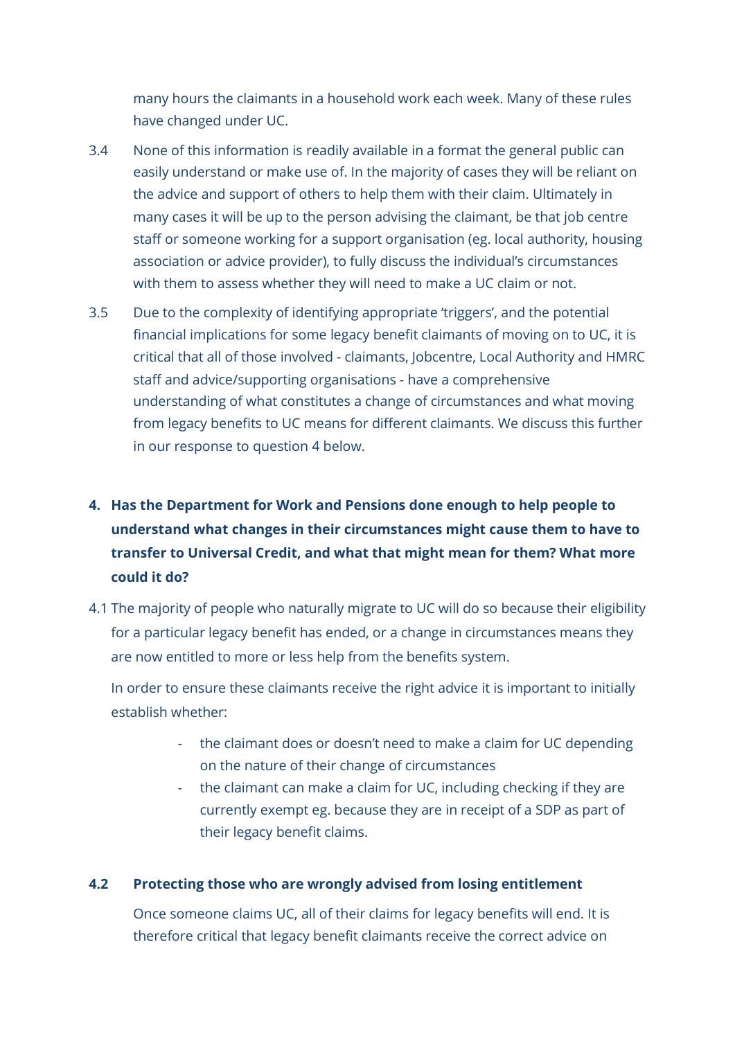many hours the claimants in a household work each week. Many of these rules have changed under UC.

3.4 None of this information is readily available in a format the general public can easily understand or make use of. In the majority of cases they will be reliant on the advice and support of others to help them with their claim. Ultimately in many cases it will be up to the person advising the claimant, be that job centre staff or someone working for a support organisation (eg. local authority, housing association or advice provider), to fully discuss the individual's circumstances with them to assess whether they will need to make a UC claim or not.

3.5 Due to the complexity of identifying appropriate 'triggers', and the potential financial implications for some legacy benefit claimants of moving on to UC, it is critical that all of those involved - claimants, Jobcentre, Local Authority and HMRC staff and advice/supporting organisations - have a comprehensive understanding of what constitutes a change of circumstances and what moving from legacy benefits to UC means for different claimants. We discuss this further in our response to question 4 below.

**4. Has the Department for Work and Pensions done enough to help people to understand what changes in their circumstances might cause them to have to transfer to Universal Credit, and what that might mean for them? What more could it do?**

4.1 The majority of people who naturally migrate to UC will do so because their eligibility for a particular legacy benefit has ended, or a change in circumstances means they are now entitled to more or less help from the benefits system.

In order to ensure these claimants receive the right advice it is important to initially establish whether:

- the claimant does or doesn't need to make a claim for UC depending on the nature of their change of circumstances
- the claimant can make a claim for UC, including checking if they are currently exempt eg. because they are in receipt of a SDP as part of their legacy benefit claims.

**4.2 Protecting those who are wrongly advised from losing entitlement**

Once someone claims UC, all of their claims for legacy benefits will end. It is therefore critical that legacy benefit claimants receive the correct advice on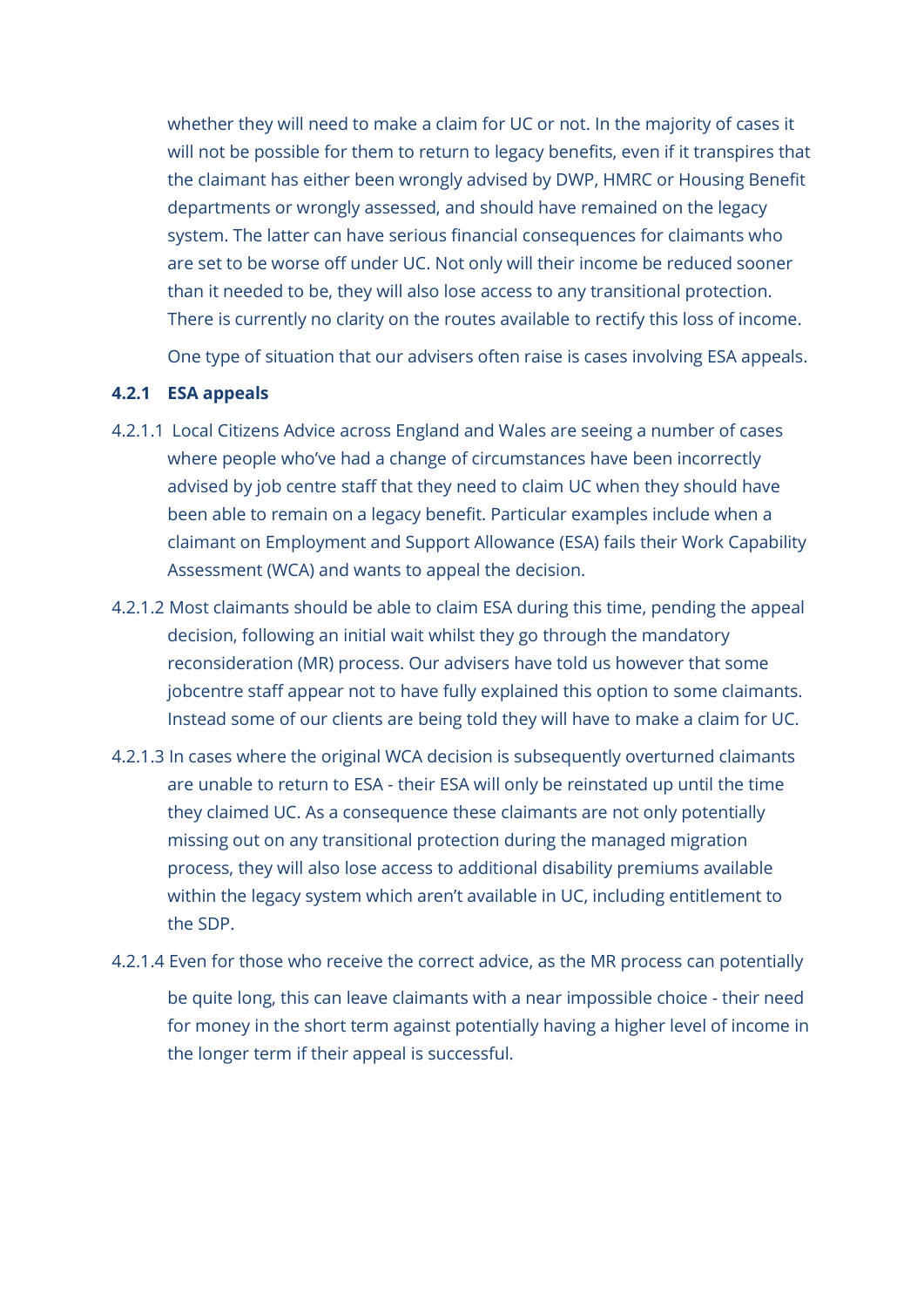whether they will need to make a claim for UC or not. In the majority of cases it will not be possible for them to return to legacy benefits, even if it transpires that the claimant has either been wrongly advised by DWP, HMRC or Housing Benefit departments or wrongly assessed, and should have remained on the legacy system. The latter can have serious financial consequences for claimants who are set to be worse off under UC. Not only will their income be reduced sooner than it needed to be, they will also lose access to any transitional protection. There is currently no clarity on the routes available to rectify this loss of income.

One type of situation that our advisers often raise is cases involving ESA appeals.

### 4.2.1 ESA appeals

4.2.1.1 Local Citizens Advice across England and Wales are seeing a number of cases where people who've had a change of circumstances have been incorrectly advised by job centre staff that they need to claim UC when they should have been able to remain on a legacy benefit. Particular examples include when a claimant on Employment and Support Allowance (ESA) fails their Work Capability Assessment (WCA) and wants to appeal the decision.

4.2.1.2 Most claimants should be able to claim ESA during this time, pending the appeal decision, following an initial wait whilst they go through the mandatory reconsideration (MR) process. Our advisers have told us however that some jobcentre staff appear not to have fully explained this option to some claimants. Instead some of our clients are being told they will have to make a claim for UC.

4.2.1.3 In cases where the original WCA decision is subsequently overturned claimants are unable to return to ESA - their ESA will only be reinstated up until the time they claimed UC. As a consequence these claimants are not only potentially missing out on any transitional protection during the managed migration process, they will also lose access to additional disability premiums available within the legacy system which aren't available in UC, including entitlement to the SDP.

4.2.1.4 Even for those who receive the correct advice, as the MR process can potentially be quite long, this can leave claimants with a near impossible choice - their need for money in the short term against potentially having a higher level of income in the longer term if their appeal is successful.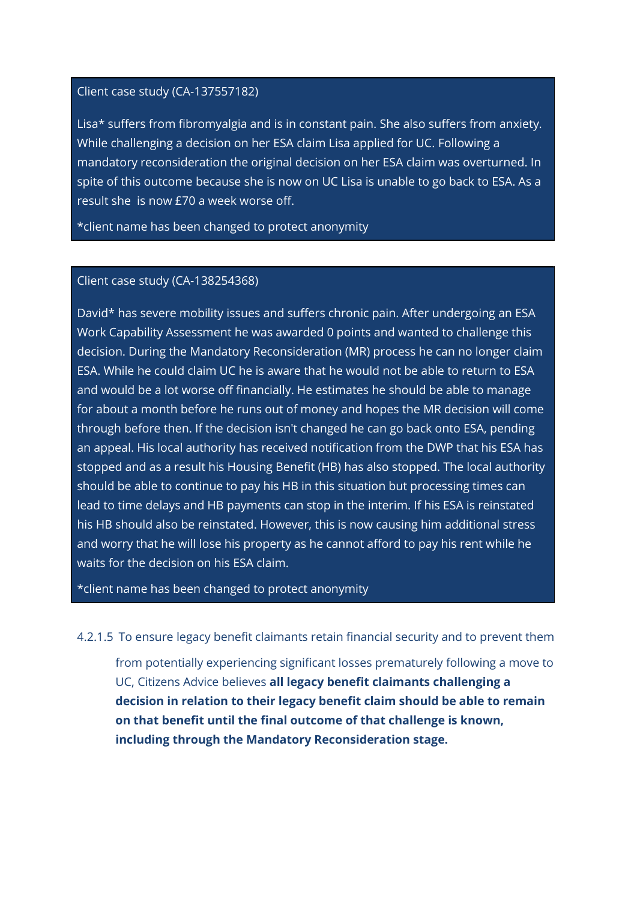Client case study (CA-137557182)

Lisa* suffers from fibromyalgia and is in constant pain. She also suffers from anxiety. While challenging a decision on her ESA claim Lisa applied for UC. Following a mandatory reconsideration the original decision on her ESA claim was overturned. In spite of this outcome because she is now on UC Lisa is unable to go back to ESA. As a result she is now £70 a week worse off.

*client name has been changed to protect anonymity

Client case study (CA-138254368)

David* has severe mobility issues and suffers chronic pain. After undergoing an ESA Work Capability Assessment he was awarded 0 points and wanted to challenge this decision. During the Mandatory Reconsideration (MR) process he can no longer claim ESA. While he could claim UC he is aware that he would not be able to return to ESA and would be a lot worse off financially. He estimates he should be able to manage for about a month before he runs out of money and hopes the MR decision will come through before then. If the decision isn't changed he can go back onto ESA, pending an appeal. His local authority has received notification from the DWP that his ESA has stopped and as a result his Housing Benefit (HB) has also stopped. The local authority should be able to continue to pay his HB in this situation but processing times can lead to time delays and HB payments can stop in the interim. If his ESA is reinstated his HB should also be reinstated. However, this is now causing him additional stress and worry that he will lose his property as he cannot afford to pay his rent while he waits for the decision on his ESA claim.

*client name has been changed to protect anonymity

4.2.1.5 To ensure legacy benefit claimants retain financial security and to prevent them from potentially experiencing significant losses prematurely following a move to UC, Citizens Advice believes **all legacy benefit claimants challenging a decision in relation to their legacy benefit claim should be able to remain on that benefit until the final outcome of that challenge is known, including through the Mandatory Reconsideration stage.**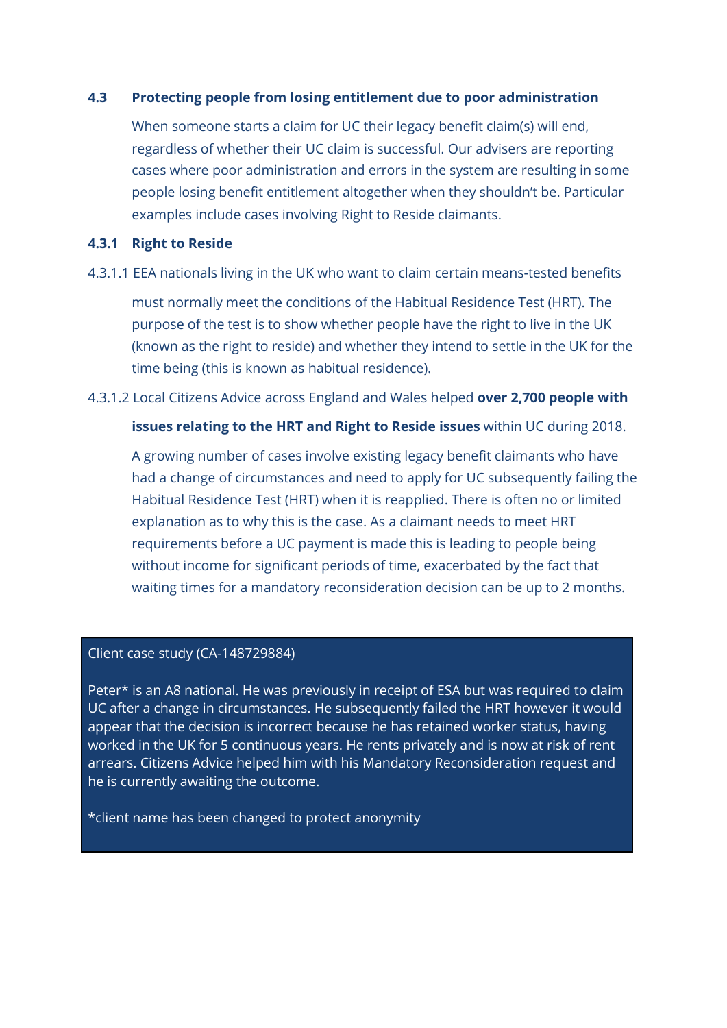### 4.3 Protecting people from losing entitlement due to poor administration

When someone starts a claim for UC their legacy benefit claim(s) will end, regardless of whether their UC claim is successful. Our advisers are reporting cases where poor administration and errors in the system are resulting in some people losing benefit entitlement altogether when they shouldn't be. Particular examples include cases involving Right to Reside claimants.

#### 4.3.1 Right to Reside

4.3.1.1 EEA nationals living in the UK who want to claim certain means-tested benefits must normally meet the conditions of the Habitual Residence Test (HRT). The purpose of the test is to show whether people have the right to live in the UK (known as the right to reside) and whether they intend to settle in the UK for the time being (this is known as habitual residence).

4.3.1.2 Local Citizens Advice across England and Wales helped **over 2,700 people with issues relating to the HRT and Right to Reside issues** within UC during 2018.

A growing number of cases involve existing legacy benefit claimants who have had a change of circumstances and need to apply for UC subsequently failing the Habitual Residence Test (HRT) when it is reapplied. There is often no or limited explanation as to why this is the case. As a claimant needs to meet HRT requirements before a UC payment is made this is leading to people being without income for significant periods of time, exacerbated by the fact that waiting times for a mandatory reconsideration decision can be up to 2 months.

> Client case study (CA-148729884)
>
> Peter* is an A8 national. He was previously in receipt of ESA but was required to claim UC after a change in circumstances. He subsequently failed the HRT however it would appear that the decision is incorrect because he has retained worker status, having worked in the UK for 5 continuous years. He rents privately and is now at risk of rent arrears. Citizens Advice helped him with his Mandatory Reconsideration request and he is currently awaiting the outcome.
>
> *client name has been changed to protect anonymity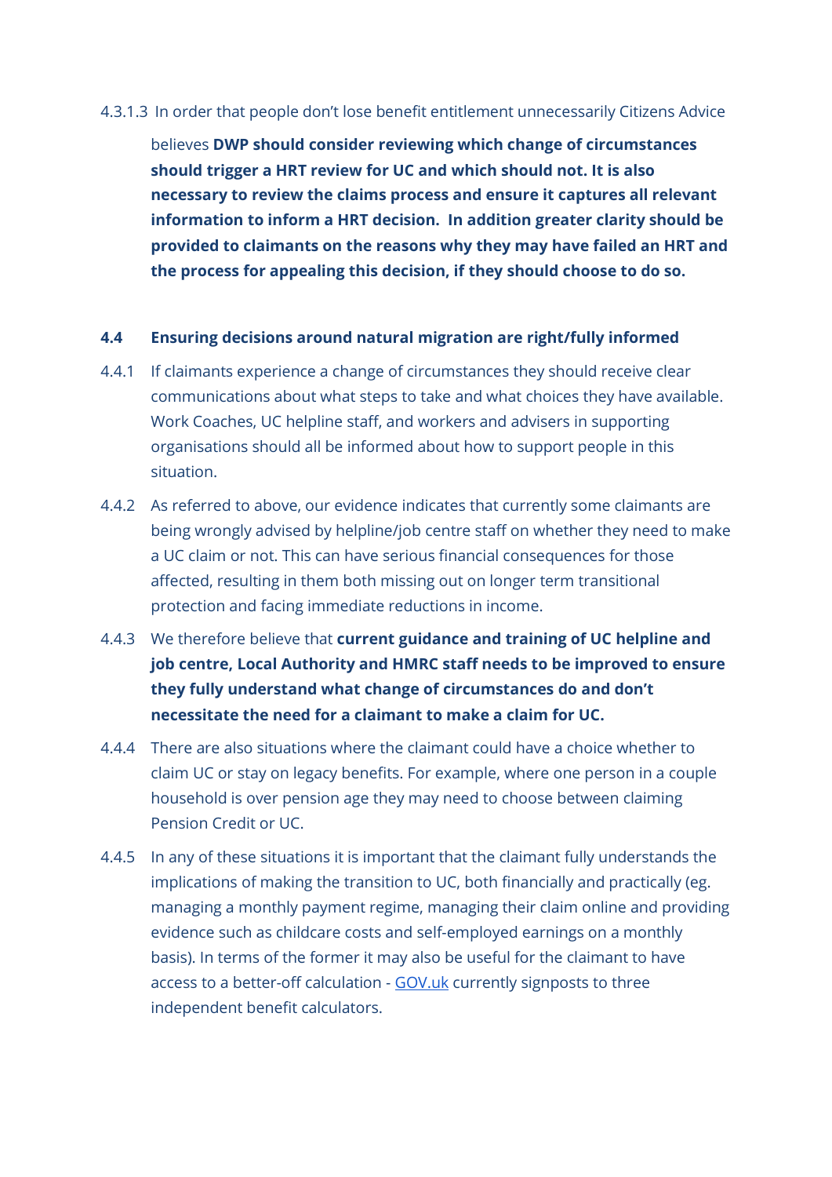4.3.1.3 In order that people don't lose benefit entitlement unnecessarily Citizens Advice believes **DWP should consider reviewing which change of circumstances should trigger a HRT review for UC and which should not. It is also necessary to review the claims process and ensure it captures all relevant information to inform a HRT decision. In addition greater clarity should be provided to claimants on the reasons why they may have failed an HRT and the process for appealing this decision, if they should choose to do so.**

### 4.4 Ensuring decisions around natural migration are right/fully informed

4.4.1 If claimants experience a change of circumstances they should receive clear communications about what steps to take and what choices they have available. Work Coaches, UC helpline staff, and workers and advisers in supporting organisations should all be informed about how to support people in this situation.

4.4.2 As referred to above, our evidence indicates that currently some claimants are being wrongly advised by helpline/job centre staff on whether they need to make a UC claim or not. This can have serious financial consequences for those affected, resulting in them both missing out on longer term transitional protection and facing immediate reductions in income.

4.4.3 We therefore believe that **current guidance and training of UC helpline and job centre, Local Authority and HMRC staff needs to be improved to ensure they fully understand what change of circumstances do and don't necessitate the need for a claimant to make a claim for UC.**

4.4.4 There are also situations where the claimant could have a choice whether to claim UC or stay on legacy benefits. For example, where one person in a couple household is over pension age they may need to choose between claiming Pension Credit or UC.

4.4.5 In any of these situations it is important that the claimant fully understands the implications of making the transition to UC, both financially and practically (eg. managing a monthly payment regime, managing their claim online and providing evidence such as childcare costs and self-employed earnings on a monthly basis). In terms of the former it may also be useful for the claimant to have access to a better-off calculation - [GOV.uk](GOV.uk) currently signposts to three independent benefit calculators.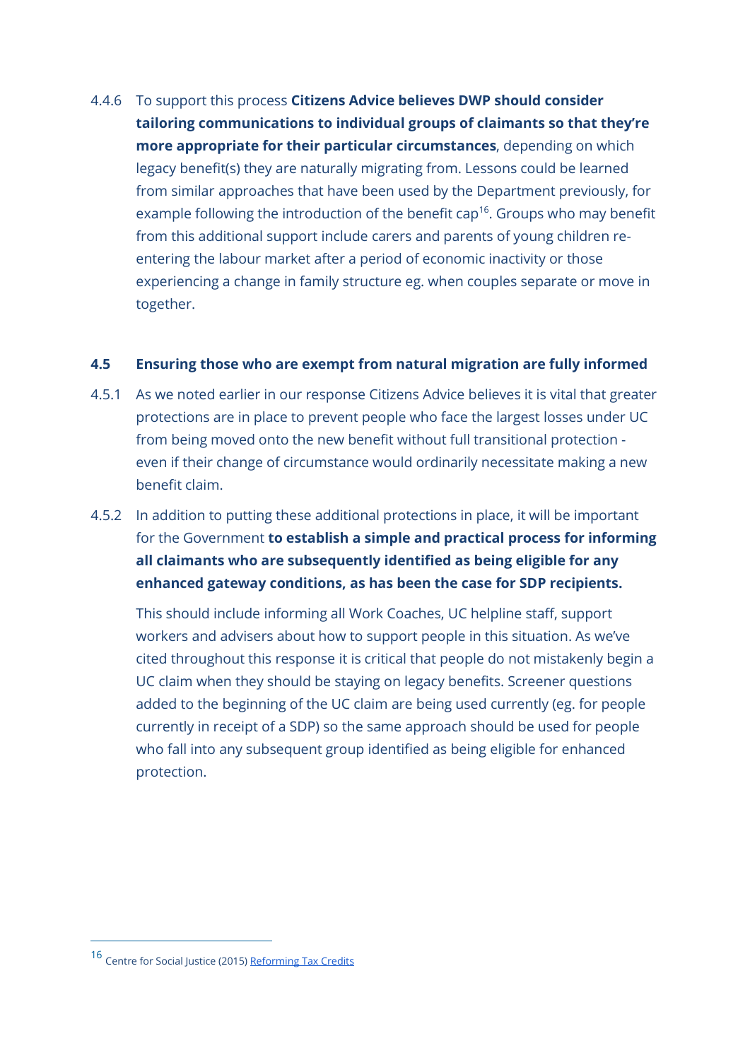4.4.6 To support this process **Citizens Advice believes DWP should consider tailoring communications to individual groups of claimants so that they're more appropriate for their particular circumstances**, depending on which legacy benefit(s) they are naturally migrating from. Lessons could be learned from similar approaches that have been used by the Department previously, for example following the introduction of the benefit cap[16]. Groups who may benefit from this additional support include carers and parents of young children re-entering the labour market after a period of economic inactivity or those experiencing a change in family structure eg. when couples separate or move in together.

### 4.5 Ensuring those who are exempt from natural migration are fully informed

4.5.1 As we noted earlier in our response Citizens Advice believes it is vital that greater protections are in place to prevent people who face the largest losses under UC from being moved onto the new benefit without full transitional protection - even if their change of circumstance would ordinarily necessitate making a new benefit claim.

4.5.2 In addition to putting these additional protections in place, it will be important for the Government **to establish a simple and practical process for informing all claimants who are subsequently identified as being eligible for any enhanced gateway conditions, as has been the case for SDP recipients.**

This should include informing all Work Coaches, UC helpline staff, support workers and advisers about how to support people in this situation. As we've cited throughout this response it is critical that people do not mistakenly begin a UC claim when they should be staying on legacy benefits. Screener questions added to the beginning of the UC claim are being used currently (eg. for people currently in receipt of a SDP) so the same approach should be used for people who fall into any subsequent group identified as being eligible for enhanced protection.

---

[16] Centre for Social Justice (2015) Reforming Tax Credits